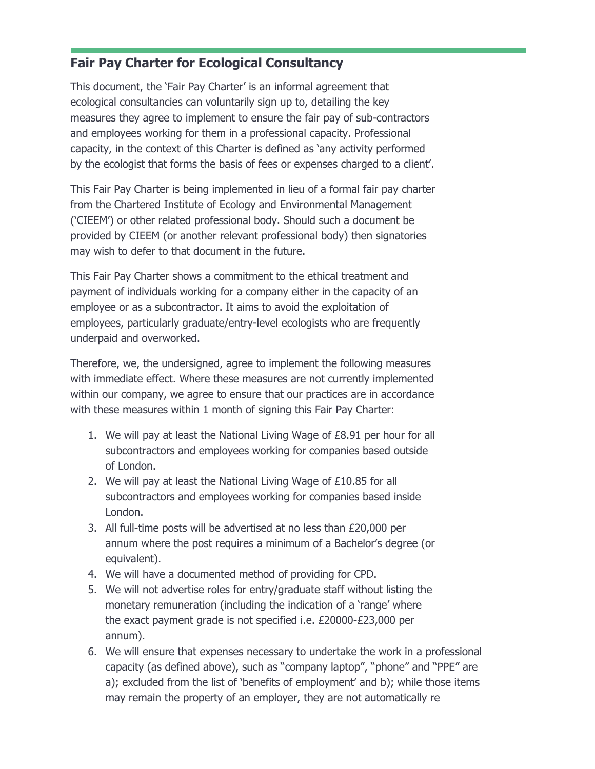## Fair Pay Charter for Ecological Consultancy

This document, the 'Fair Pay Charter' is an informal agreement that ecological consultancies can voluntarily sign up to, detailing the key measures they agree to implement to ensure the fair pay of sub-contractors and employees working for them in a professional capacity. Professional capacity, in the context of this Charter is defined as 'any activity performed by the ecologist that forms the basis of fees or expenses charged to a client'.

This Fair Pay Charter is being implemented in lieu of a formal fair pay charter from the Chartered Institute of Ecology and Environmental Management ('CIEEM') or other related professional body. Should such a document be provided by CIEEM (or another relevant professional body) then signatories may wish to defer to that document in the future.

This Fair Pay Charter shows a commitment to the ethical treatment and payment of individuals working for a company either in the capacity of an employee or as a subcontractor. It aims to avoid the exploitation of employees, particularly graduate/entry-level ecologists who are frequently underpaid and overworked.

Therefore, we, the undersigned, agree to implement the following measures with immediate effect. Where these measures are not currently implemented within our company, we agree to ensure that our practices are in accordance with these measures within 1 month of signing this Fair Pay Charter:

1. We will pay at least the National Living Wage of £8.91 per hour for all subcontractors and employees working for companies based outside of London.
2. We will pay at least the National Living Wage of £10.85 for all subcontractors and employees working for companies based inside London.
3. All full-time posts will be advertised at no less than £20,000 per annum where the post requires a minimum of a Bachelor's degree (or equivalent).
4. We will have a documented method of providing for CPD.
5. We will not advertise roles for entry/graduate staff without listing the monetary remuneration (including the indication of a 'range' where the exact payment grade is not specified i.e. £20000-£23,000 per annum).
6. We will ensure that expenses necessary to undertake the work in a professional capacity (as defined above), such as "company laptop", "phone" and "PPE" are a); excluded from the list of 'benefits of employment' and b); while those items may remain the property of an employer, they are not automatically re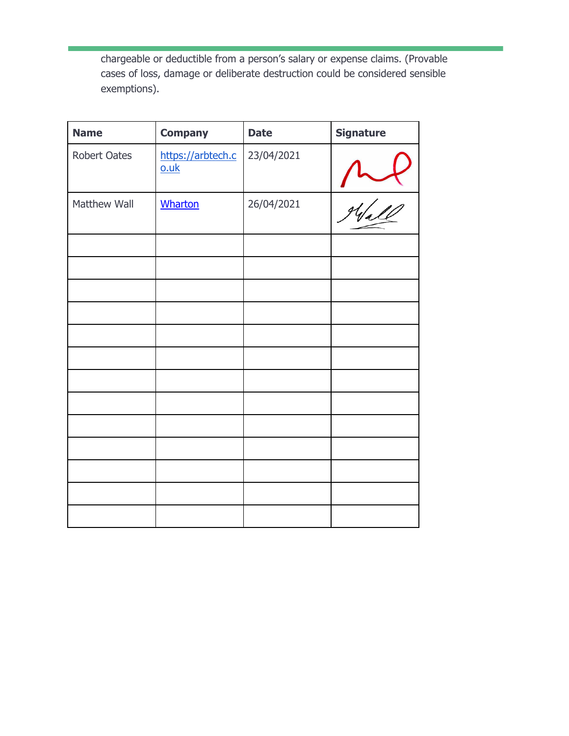chargeable or deductible from a person's salary or expense claims. (Provable cases of loss, damage or deliberate destruction could be considered sensible exemptions).

| Name | Company | Date | Signature |
|---|---|---|---|
| Robert Oates | https://arbtech.co.uk | 23/04/2021 | |
| Matthew Wall | Wharton | 26/04/2021 | |
| | | | |
| | | | |
| | | | |
| | | | |
| | | | |
| | | | |
| | | | |
| | | | |
| | | | |
| | | | |
| | | | |
| | | | |
| | | | |